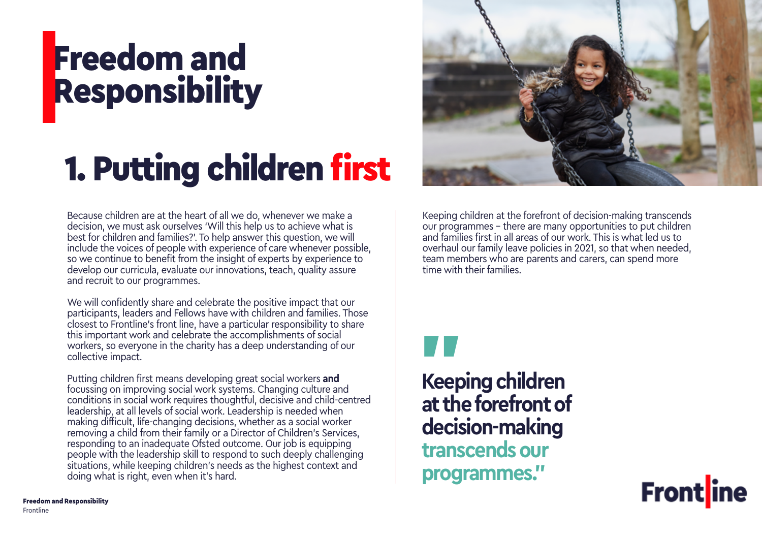# Freedom and Responsibility

## 1. Putting children first

Because children are at the heart of all we do, whenever we make a decision, we must ask ourselves 'Will this help us to achieve what is best for children and families?'. To help answer this question, we will include the voices of people with experience of care whenever possible, so we continue to benefit from the insight of experts by experience to develop our curricula, evaluate our innovations, teach, quality assure and recruit to our programmes.

We will confidently share and celebrate the positive impact that our participants, leaders and Fellows have with children and families. Those closest to Frontline's front line, have a particular responsibility to share this important work and celebrate the accomplishments of social workers, so everyone in the charity has a deep understanding of our collective impact.

Putting children first means developing great social workers **and** focussing on improving social work systems. Changing culture and conditions in social work requires thoughtful, decisive and child-centred leadership, at all levels of social work. Leadership is needed when making difficult, life-changing decisions, whether as a social worker removing a child from their family or a Director of Children's Services, responding to an inadequate Ofsted outcome. Our job is equipping people with the leadership skill to respond to such deeply challenging situations, while keeping children's needs as the highest context and doing what is right, even when it's hard.

Keeping children at the forefront of decision-making transcends our programmes – there are many opportunities to put children and families first in all areas of our work. This is what led us to overhaul our family leave policies in 2021, so that when needed, team members who are parents and carers, can spend more time with their families.

> **"Keeping children at the forefront of decision-making transcends our programmes."**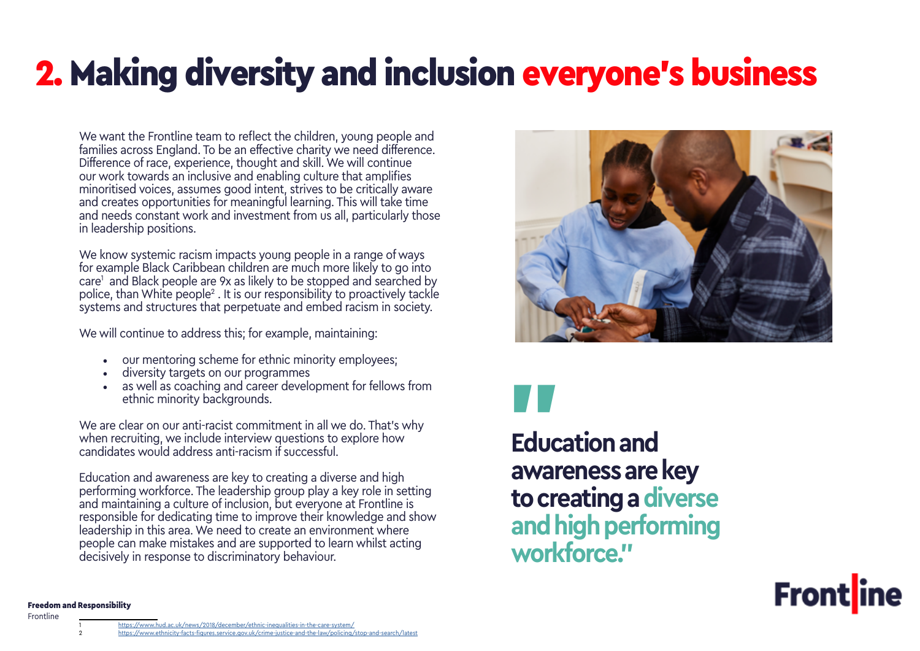# 2. Making diversity and inclusion everyone's business

We want the Frontline team to reflect the children, young people and families across England. To be an effective charity we need difference. Difference of race, experience, thought and skill. We will continue our work towards an inclusive and enabling culture that amplifies minoritised voices, assumes good intent, strives to be critically aware and creates opportunities for meaningful learning. This will take time and needs constant work and investment from us all, particularly those in leadership positions.

We know systemic racism impacts young people in a range of ways for example Black Caribbean children are much more likely to go into care[1] and Black people are 9x as likely to be stopped and searched by police, than White people[2] . It is our responsibility to proactively tackle systems and structures that perpetuate and embed racism in society.

We will continue to address this; for example, maintaining:

- our mentoring scheme for ethnic minority employees;
- diversity targets on our programmes
- as well as coaching and career development for fellows from ethnic minority backgrounds.

We are clear on our anti-racist commitment in all we do. That's why when recruiting, we include interview questions to explore how candidates would address anti-racism if successful.

Education and awareness are key to creating a diverse and high performing workforce. The leadership group play a key role in setting and maintaining a culture of inclusion, but everyone at Frontline is responsible for dedicating time to improve their knowledge and show leadership in this area. We need to create an environment where people can make mistakes and are supported to learn whilst acting decisively in response to discriminatory behaviour.

> **"Education and awareness are key to creating a diverse and high performing workforce."**

1 https://www.hud.ac.uk/news/2018/december/ethnic-inequalities-in-the-care-system/
2 https://www.ethnicity-facts-figures.service.gov.uk/crime-justice-and-the-law/policing/stop-and-search/latest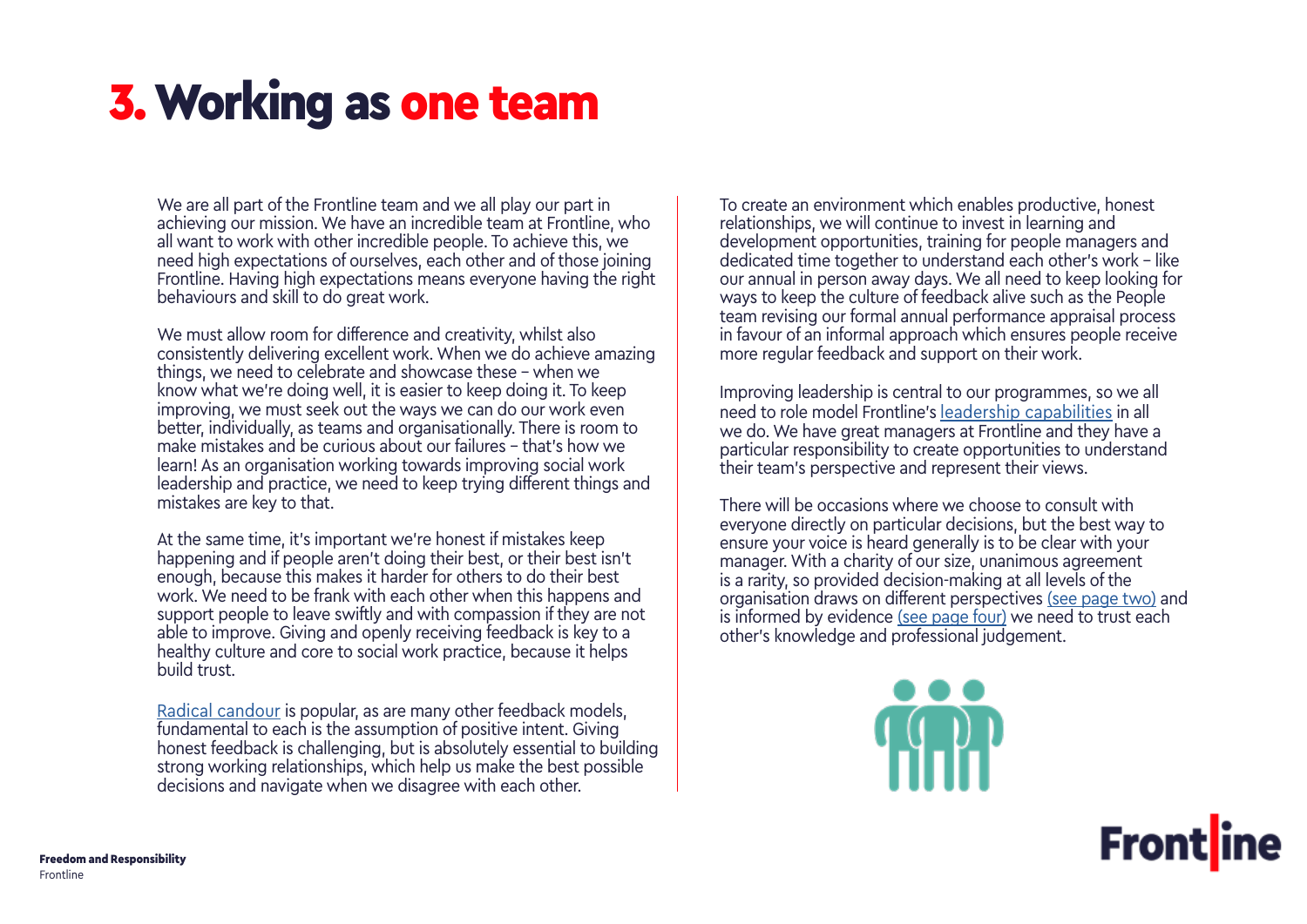# 3. Working as one team

We are all part of the Frontline team and we all play our part in achieving our mission. We have an incredible team at Frontline, who all want to work with other incredible people. To achieve this, we need high expectations of ourselves, each other and of those joining Frontline. Having high expectations means everyone having the right behaviours and skill to do great work.

We must allow room for difference and creativity, whilst also consistently delivering excellent work. When we do achieve amazing things, we need to celebrate and showcase these – when we know what we're doing well, it is easier to keep doing it. To keep improving, we must seek out the ways we can do our work even better, individually, as teams and organisationally. There is room to make mistakes and be curious about our failures – that's how we learn! As an organisation working towards improving social work leadership and practice, we need to keep trying different things and mistakes are key to that.

At the same time, it's important we're honest if mistakes keep happening and if people aren't doing their best, or their best isn't enough, because this makes it harder for others to do their best work. We need to be frank with each other when this happens and support people to leave swiftly and with compassion if they are not able to improve. Giving and openly receiving feedback is key to a healthy culture and core to social work practice, because it helps build trust.

Radical candour is popular, as are many other feedback models, fundamental to each is the assumption of positive intent. Giving honest feedback is challenging, but is absolutely essential to building strong working relationships, which help us make the best possible decisions and navigate when we disagree with each other.

To create an environment which enables productive, honest relationships, we will continue to invest in learning and development opportunities, training for people managers and dedicated time together to understand each other's work – like our annual in person away days. We all need to keep looking for ways to keep the culture of feedback alive such as the People team revising our formal annual performance appraisal process in favour of an informal approach which ensures people receive more regular feedback and support on their work.

Improving leadership is central to our programmes, so we all need to role model Frontline's leadership capabilities in all we do. We have great managers at Frontline and they have a particular responsibility to create opportunities to understand their team's perspective and represent their views.

There will be occasions where we choose to consult with everyone directly on particular decisions, but the best way to ensure your voice is heard generally is to be clear with your manager. With a charity of our size, unanimous agreement is a rarity, so provided decision-making at all levels of the organisation draws on different perspectives (see page two) and is informed by evidence (see page four) we need to trust each other's knowledge and professional judgement.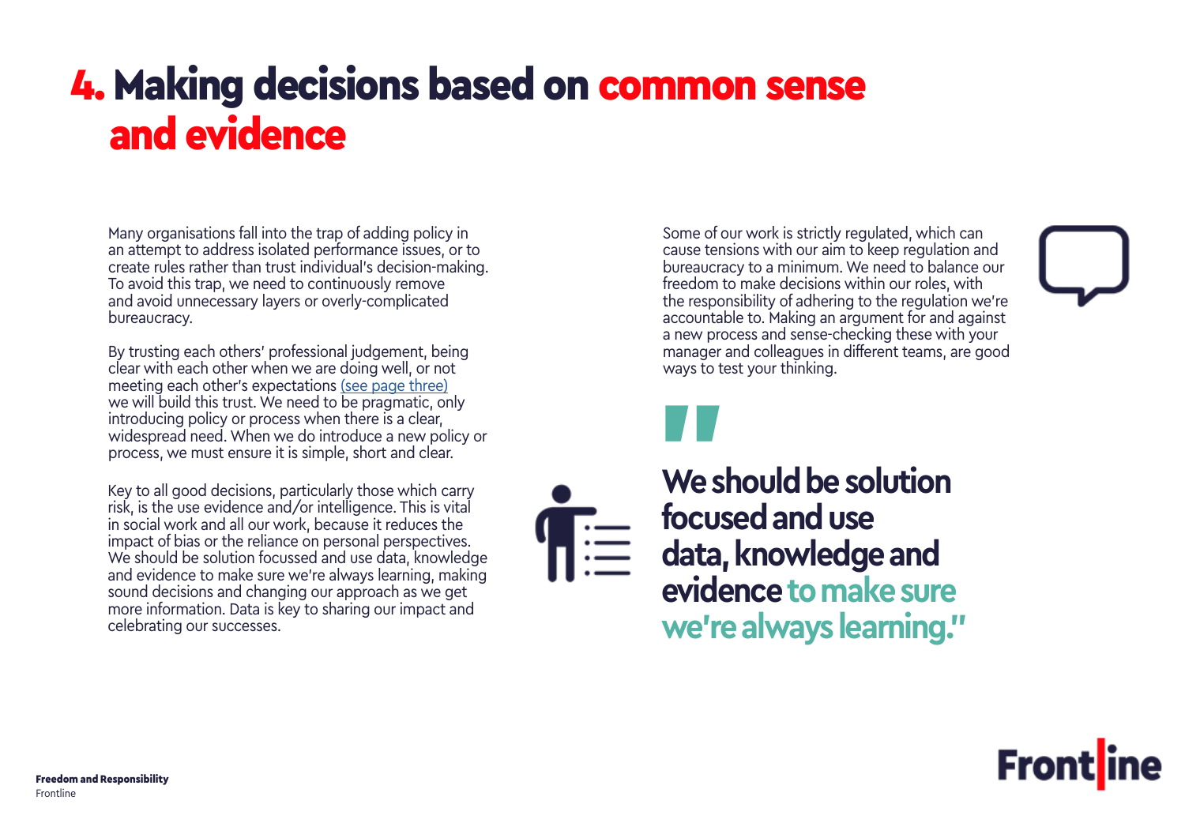# 4. Making decisions based on common sense and evidence

Many organisations fall into the trap of adding policy in an attempt to address isolated performance issues, or to create rules rather than trust individual's decision-making. To avoid this trap, we need to continuously remove and avoid unnecessary layers or overly-complicated bureaucracy.

By trusting each others' professional judgement, being clear with each other when we are doing well, or not meeting each other's expectations (see page three) we will build this trust. We need to be pragmatic, only introducing policy or process when there is a clear, widespread need. When we do introduce a new policy or process, we must ensure it is simple, short and clear.

Key to all good decisions, particularly those which carry risk, is the use evidence and/or intelligence. This is vital in social work and all our work, because it reduces the impact of bias or the reliance on personal perspectives. We should be solution focussed and use data, knowledge and evidence to make sure we're always learning, making sound decisions and changing our approach as we get more information. Data is key to sharing our impact and celebrating our successes.

Some of our work is strictly regulated, which can cause tensions with our aim to keep regulation and bureaucracy to a minimum. We need to balance our freedom to make decisions within our roles, with the responsibility of adhering to the regulation we're accountable to. Making an argument for and against a new process and sense-checking these with your manager and colleagues in different teams, are good ways to test your thinking.

> **"We should be solution focused and use data, knowledge and evidence to make sure we're always learning."**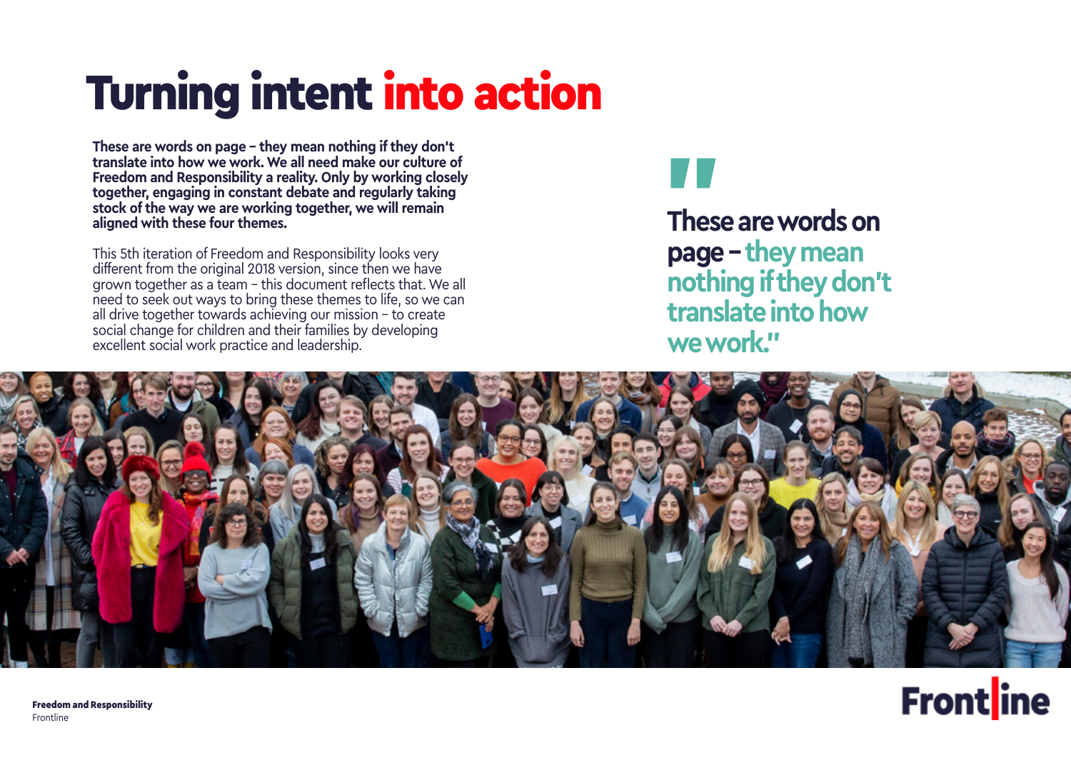# Turning intent into action

**These are words on page – they mean nothing if they don't translate into how we work. We all need make our culture of Freedom and Responsibility a reality. Only by working closely together, engaging in constant debate and regularly taking stock of the way we are working together, we will remain aligned with these four themes.**

This 5th iteration of Freedom and Responsibility looks very different from the original 2018 version, since then we have grown together as a team – this document reflects that. We all need to seek out ways to bring these themes to life, so we can all drive together towards achieving our mission – to create social change for children and their families by developing excellent social work practice and leadership.

> "These are words on page – they mean nothing if they don't translate into how we work."